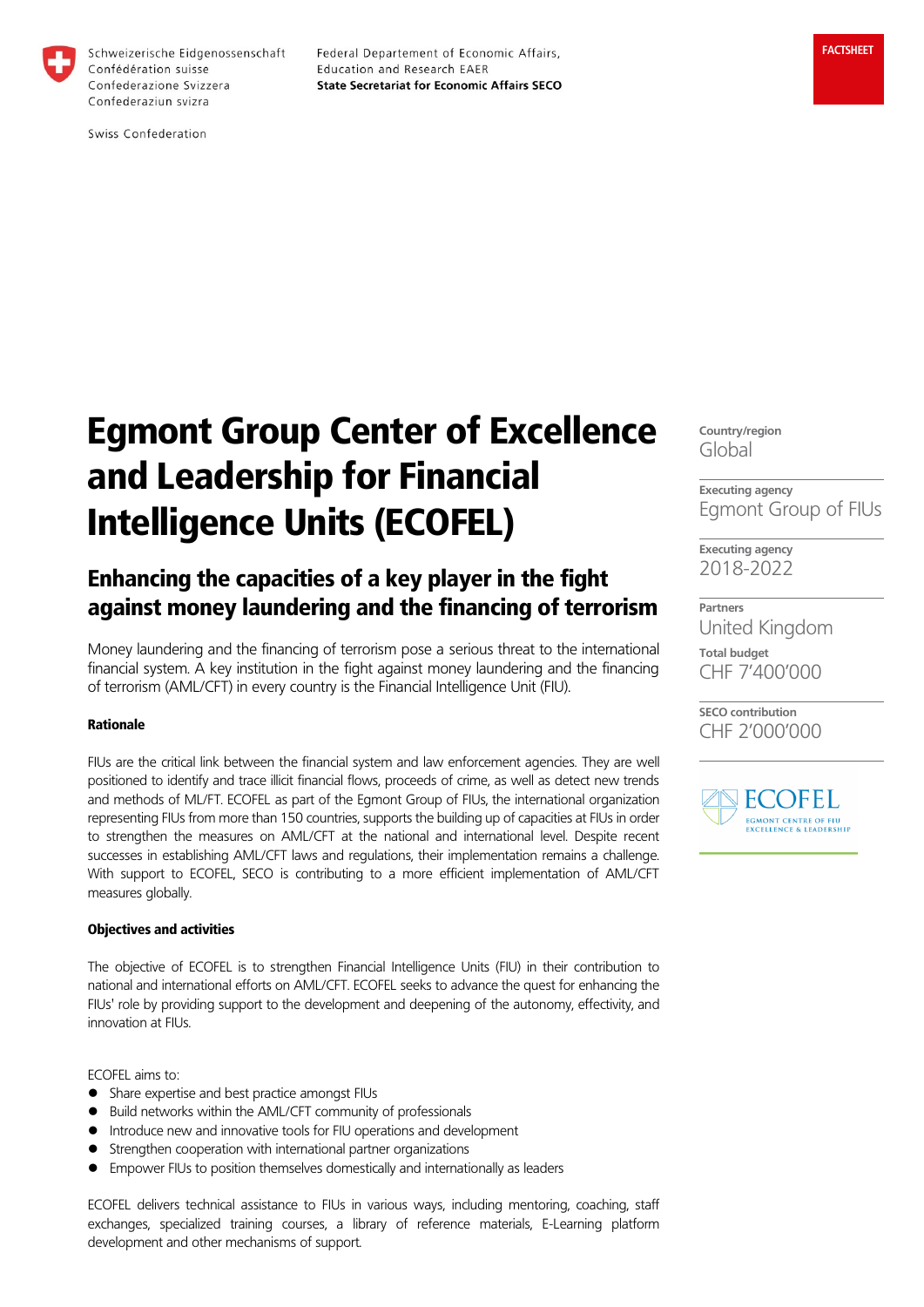Schweizerische Eidgenossenschaft
Confédération suisse
Confederazione Svizzera
Confederaziun svizra

Swiss Confederation

Federal Departement of Economic Affairs,
Education and Research EAER
**State Secretariat for Economic Affairs SECO**

FACTSHEET

# Egmont Group Center of Excellence and Leadership for Financial Intelligence Units (ECOFEL)

## Enhancing the capacities of a key player in the fight against money laundering and the financing of terrorism

Money laundering and the financing of terrorism pose a serious threat to the international financial system. A key institution in the fight against money laundering and the financing of terrorism (AML/CFT) in every country is the Financial Intelligence Unit (FIU).

**Country/region**
Global

**Executing agency**
Egmont Group of FIUs

**Executing agency**
2018-2022

**Partners**
United Kingdom

**Total budget**
CHF 7'400'000

**SECO contribution**
CHF 2'000'000

#### Rationale

FIUs are the critical link between the financial system and law enforcement agencies. They are well positioned to identify and trace illicit financial flows, proceeds of crime, as well as detect new trends and methods of ML/FT. ECOFEL as part of the Egmont Group of FIUs, the international organization representing FIUs from more than 150 countries, supports the building up of capacities at FIUs in order to strengthen the measures on AML/CFT at the national and international level. Despite recent successes in establishing AML/CFT laws and regulations, their implementation remains a challenge. With support to ECOFEL, SECO is contributing to a more efficient implementation of AML/CFT measures globally.

#### Objectives and activities

The objective of ECOFEL is to strengthen Financial Intelligence Units (FIU) in their contribution to national and international efforts on AML/CFT. ECOFEL seeks to advance the quest for enhancing the FIUs' role by providing support to the development and deepening of the autonomy, effectivity, and innovation at FIUs.

ECOFEL aims to:

- Share expertise and best practice amongst FIUs
- Build networks within the AML/CFT community of professionals
- Introduce new and innovative tools for FIU operations and development
- Strengthen cooperation with international partner organizations
- Empower FIUs to position themselves domestically and internationally as leaders

ECOFEL delivers technical assistance to FIUs in various ways, including mentoring, coaching, staff exchanges, specialized training courses, a library of reference materials, E-Learning platform development and other mechanisms of support.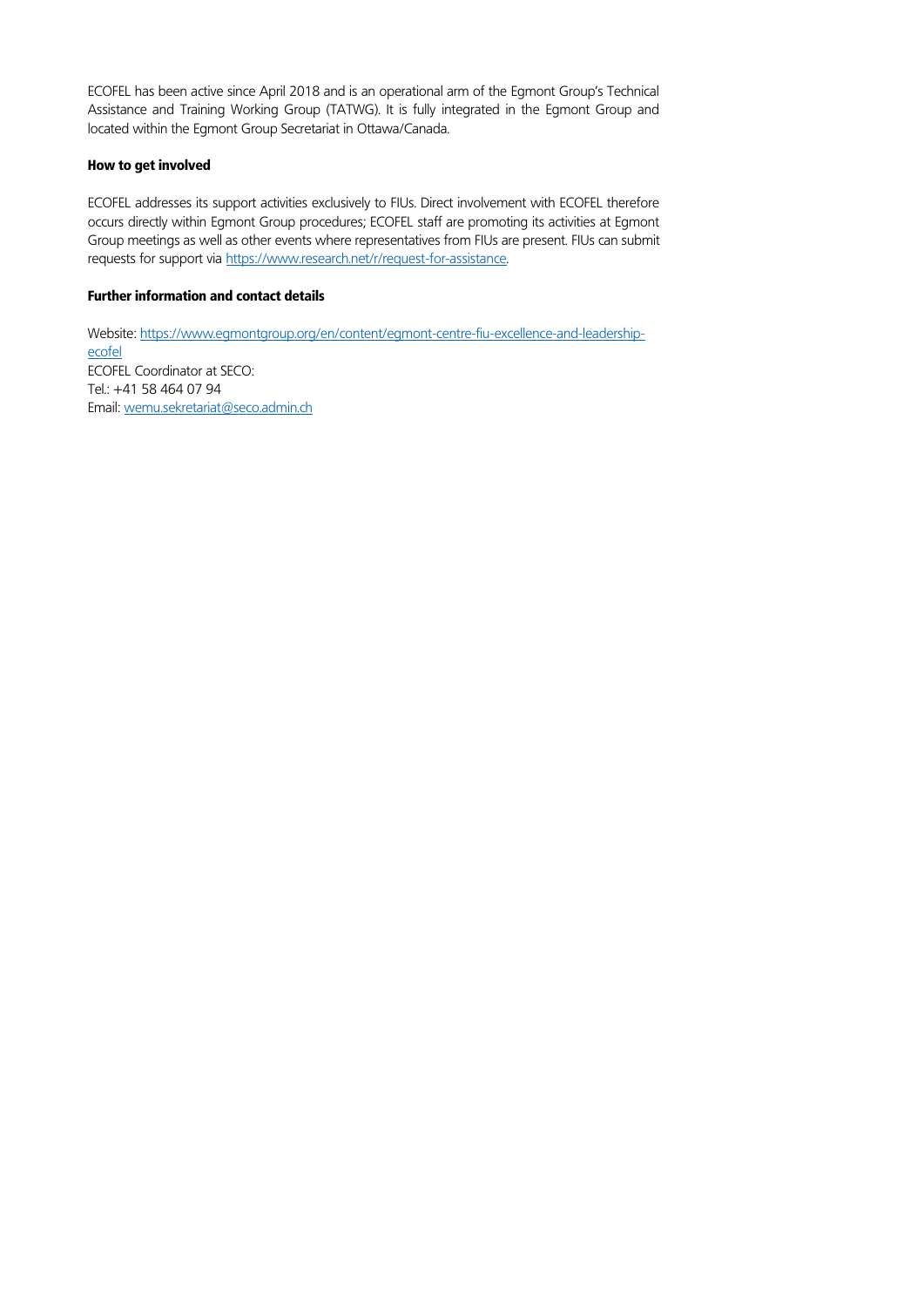ECOFEL has been active since April 2018 and is an operational arm of the Egmont Group's Technical Assistance and Training Working Group (TATWG). It is fully integrated in the Egmont Group and located within the Egmont Group Secretariat in Ottawa/Canada.

**How to get involved**

ECOFEL addresses its support activities exclusively to FIUs. Direct involvement with ECOFEL therefore occurs directly within Egmont Group procedures; ECOFEL staff are promoting its activities at Egmont Group meetings as well as other events where representatives from FIUs are present. FIUs can submit requests for support via https://www.research.net/r/request-for-assistance.

**Further information and contact details**

Website: https://www.egmontgroup.org/en/content/egmont-centre-fiu-excellence-and-leadership-ecofel
ECOFEL Coordinator at SECO:
Tel.: +41 58 464 07 94
Email: wemu.sekretariat@seco.admin.ch